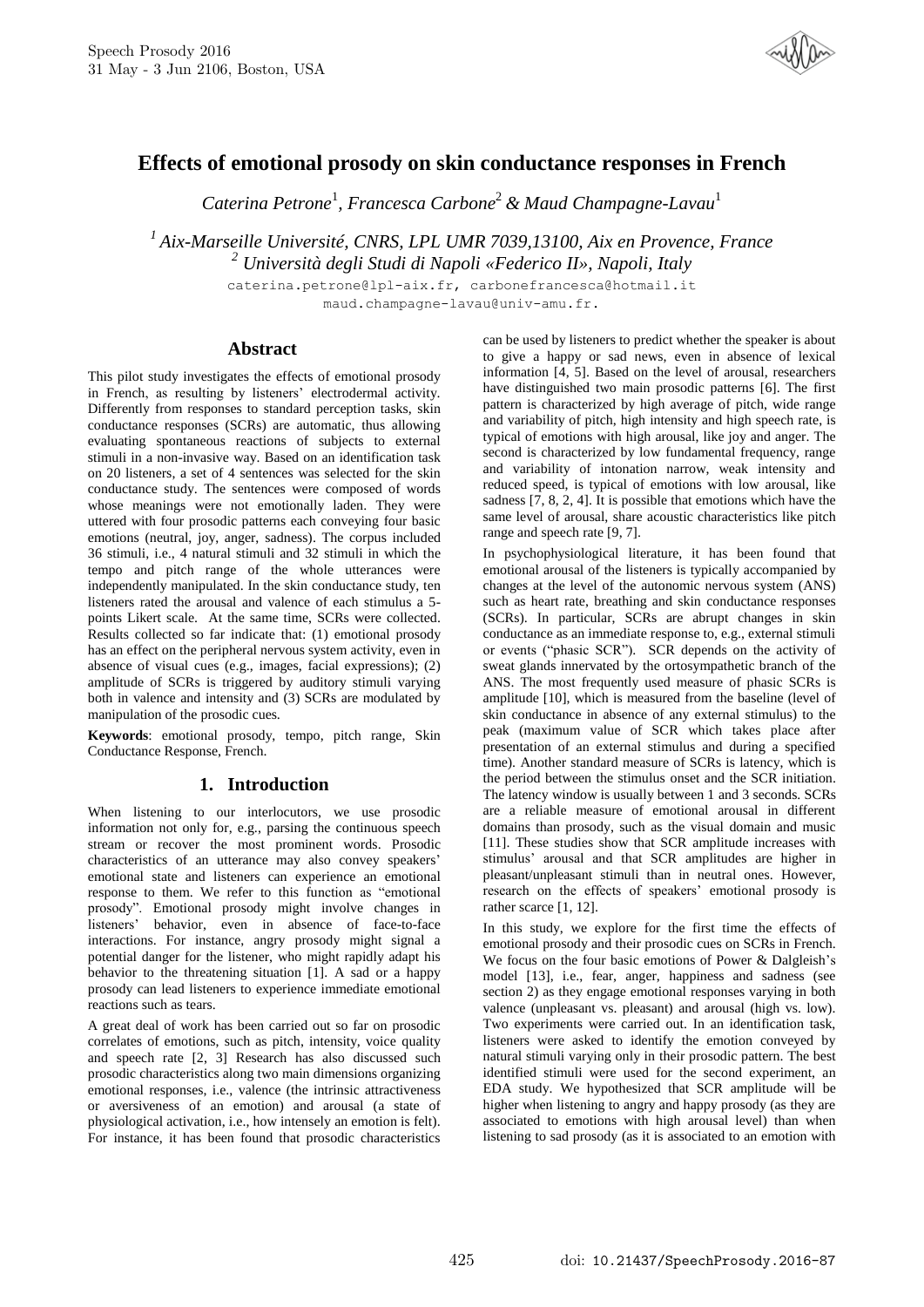# Effects of emotional prosody on skin conductance responses in French

*Caterina Petrone*[1], *Francesca Carbone*[2] *& Maud Champagne-Lavau*[1]

[1] *Aix-Marseille Université, CNRS, LPL UMR 7039,13100, Aix en Provence, France*
[2] *Università degli Studi di Napoli «Federico II», Napoli, Italy*

caterina.petrone@lpl-aix.fr, carbonefrancesca@hotmail.it
maud.champagne-lavau@univ-amu.fr.

## Abstract

This pilot study investigates the effects of emotional prosody in French, as resulting by listeners' electrodermal activity. Differently from responses to standard perception tasks, skin conductance responses (SCRs) are automatic, thus allowing evaluating spontaneous reactions of subjects to external stimuli in a non-invasive way. Based on an identification task on 20 listeners, a set of 4 sentences was selected for the skin conductance study. The sentences were composed of words whose meanings were not emotionally laden. They were uttered with four prosodic patterns each conveying four basic emotions (neutral, joy, anger, sadness). The corpus included 36 stimuli, i.e., 4 natural stimuli and 32 stimuli in which the tempo and pitch range of the whole utterances were independently manipulated. In the skin conductance study, ten listeners rated the arousal and valence of each stimulus a 5-points Likert scale. At the same time, SCRs were collected. Results collected so far indicate that: (1) emotional prosody has an effect on the peripheral nervous system activity, even in absence of visual cues (e.g., images, facial expressions); (2) amplitude of SCRs is triggered by auditory stimuli varying both in valence and intensity and (3) SCRs are modulated by manipulation of the prosodic cues.

**Keywords**: emotional prosody, tempo, pitch range, Skin Conductance Response, French.

## 1. Introduction

When listening to our interlocutors, we use prosodic information not only for, e.g., parsing the continuous speech stream or recover the most prominent words. Prosodic characteristics of an utterance may also convey speakers' emotional state and listeners can experience an emotional response to them. We refer to this function as "emotional prosody". Emotional prosody might involve changes in listeners' behavior, even in absence of face-to-face interactions. For instance, angry prosody might signal a potential danger for the listener, who might rapidly adapt his behavior to the threatening situation [1]. A sad or a happy prosody can lead listeners to experience immediate emotional reactions such as tears.

A great deal of work has been carried out so far on prosodic correlates of emotions, such as pitch, intensity, voice quality and speech rate [2, 3] Research has also discussed such prosodic characteristics along two main dimensions organizing emotional responses, i.e., valence (the intrinsic attractiveness or aversiveness of an emotion) and arousal (a state of physiological activation, i.e., how intensely an emotion is felt). For instance, it has been found that prosodic characteristics can be used by listeners to predict whether the speaker is about to give a happy or sad news, even in absence of lexical information [4, 5]. Based on the level of arousal, researchers have distinguished two main prosodic patterns [6]. The first pattern is characterized by high average of pitch, wide range and variability of pitch, high intensity and high speech rate, is typical of emotions with high arousal, like joy and anger. The second is characterized by low fundamental frequency, range and variability of intonation narrow, weak intensity and reduced speed, is typical of emotions with low arousal, like sadness [7, 8, 2, 4]. It is possible that emotions which have the same level of arousal, share acoustic characteristics like pitch range and speech rate [9, 7].

In psychophysiological literature, it has been found that emotional arousal of the listeners is typically accompanied by changes at the level of the autonomic nervous system (ANS) such as heart rate, breathing and skin conductance responses (SCRs). In particular, SCRs are abrupt changes in skin conductance as an immediate response to, e.g., external stimuli or events ("phasic SCR"). SCR depends on the activity of sweat glands innervated by the ortosympathetic branch of the ANS. The most frequently used measure of phasic SCRs is amplitude [10], which is measured from the baseline (level of skin conductance in absence of any external stimulus) to the peak (maximum value of SCR which takes place after presentation of an external stimulus and during a specified time). Another standard measure of SCRs is latency, which is the period between the stimulus onset and the SCR initiation. The latency window is usually between 1 and 3 seconds. SCRs are a reliable measure of emotional arousal in different domains than prosody, such as the visual domain and music [11]. These studies show that SCR amplitude increases with stimulus' arousal and that SCR amplitudes are higher in pleasant/unpleasant stimuli than in neutral ones. However, research on the effects of speakers' emotional prosody is rather scarce [1, 12].

In this study, we explore for the first time the effects of emotional prosody and their prosodic cues on SCRs in French. We focus on the four basic emotions of Power & Dalgleish's model [13], i.e., fear, anger, happiness and sadness (see section 2) as they engage emotional responses varying in both valence (unpleasant vs. pleasant) and arousal (high vs. low). Two experiments were carried out. In an identification task, listeners were asked to identify the emotion conveyed by natural stimuli varying only in their prosodic pattern. The best identified stimuli were used for the second experiment, an EDA study. We hypothesized that SCR amplitude will be higher when listening to angry and happy prosody (as they are associated to emotions with high arousal level) than when listening to sad prosody (as it is associated to an emotion with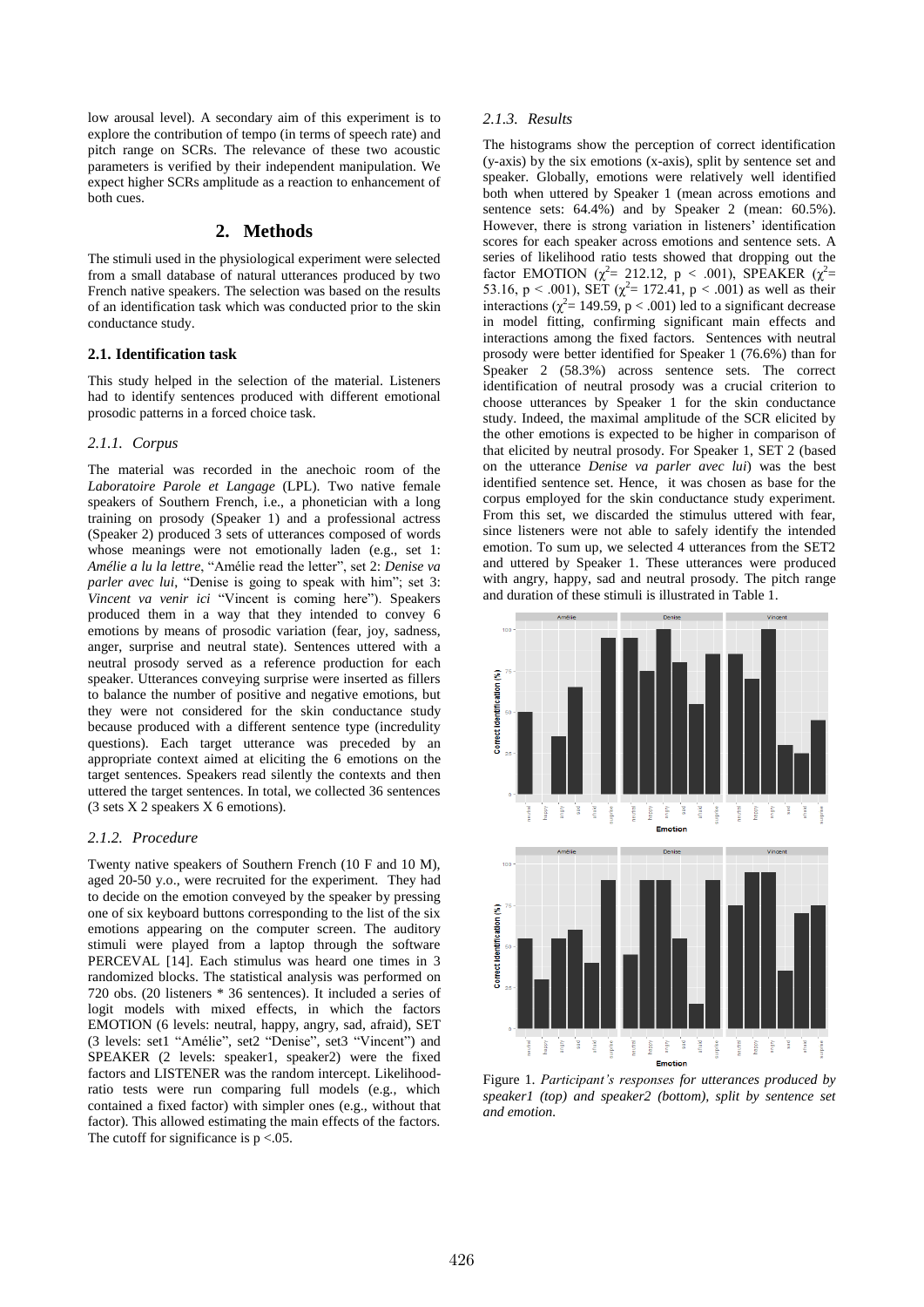low arousal level). A secondary aim of this experiment is to explore the contribution of tempo (in terms of speech rate) and pitch range on SCRs. The relevance of these two acoustic parameters is verified by their independent manipulation. We expect higher SCRs amplitude as a reaction to enhancement of both cues.

# 2. Methods

The stimuli used in the physiological experiment were selected from a small database of natural utterances produced by two French native speakers. The selection was based on the results of an identification task which was conducted prior to the skin conductance study.

## 2.1. Identification task

This study helped in the selection of the material. Listeners had to identify sentences produced with different emotional prosodic patterns in a forced choice task.

### *2.1.1. Corpus*

The material was recorded in the anechoic room of the *Laboratoire Parole et Langage* (LPL). Two native female speakers of Southern French, i.e., a phonetician with a long training on prosody (Speaker 1) and a professional actress (Speaker 2) produced 3 sets of utterances composed of words whose meanings were not emotionally laden (e.g., set 1: *Amélie a lu la lettre*, "Amélie read the letter", set 2: *Denise va parler avec lui*, "Denise is going to speak with him"; set 3: *Vincent va venir ici* "Vincent is coming here"). Speakers produced them in a way that they intended to convey 6 emotions by means of prosodic variation (fear, joy, sadness, anger, surprise and neutral state). Sentences uttered with a neutral prosody served as a reference production for each speaker. Utterances conveying surprise were inserted as fillers to balance the number of positive and negative emotions, but they were not considered for the skin conductance study because produced with a different sentence type (incredulity questions). Each target utterance was preceded by an appropriate context aimed at eliciting the 6 emotions on the target sentences. Speakers read silently the contexts and then uttered the target sentences. In total, we collected 36 sentences (3 sets X 2 speakers X 6 emotions).

### *2.1.2. Procedure*

Twenty native speakers of Southern French (10 F and 10 M), aged 20-50 y.o., were recruited for the experiment. They had to decide on the emotion conveyed by the speaker by pressing one of six keyboard buttons corresponding to the list of the six emotions appearing on the computer screen. The auditory stimuli were played from a laptop through the software PERCEVAL [14]. Each stimulus was heard one times in 3 randomized blocks. The statistical analysis was performed on 720 obs. (20 listeners * 36 sentences). It included a series of logit models with mixed effects, in which the factors EMOTION (6 levels: neutral, happy, angry, sad, afraid), SET (3 levels: set1 "Amélie", set2 "Denise", set3 "Vincent") and SPEAKER (2 levels: speaker1, speaker2) were the fixed factors and LISTENER was the random intercept. Likelihood-ratio tests were run comparing full models (e.g., which contained a fixed factor) with simpler ones (e.g., without that factor). This allowed estimating the main effects of the factors. The cutoff for significance is $p < .05$.

### *2.1.3. Results*

The histograms show the perception of correct identification (y-axis) by the six emotions (x-axis), split by sentence set and speaker. Globally, emotions were relatively well identified both when uttered by Speaker 1 (mean across emotions and sentence sets: 64.4%) and by Speaker 2 (mean: 60.5%). However, there is strong variation in listeners' identification scores for each speaker across emotions and sentence sets. A series of likelihood ratio tests showed that dropping out the factor EMOTION ($\chi^2 = 212.12$, $p < .001$), SPEAKER ($\chi^2 = 53.16$, $p < .001$), SET ($\chi^2 = 172.41$, $p < .001$) as well as their interactions ($\chi^2 = 149.59$, $p < .001$) led to a significant decrease in model fitting, confirming significant main effects and interactions among the fixed factors. Sentences with neutral prosody were better identified for Speaker 1 (76.6%) than for Speaker 2 (58.3%) across sentence sets. The correct identification of neutral prosody was a crucial criterion to choose utterances by Speaker 1 for the skin conductance study. Indeed, the maximal amplitude of the SCR elicited by the other emotions is expected to be higher in comparison of that elicited by neutral prosody. For Speaker 1, SET 2 (based on the utterance *Denise va parler avec lui*) was the best identified sentence set. Hence, it was chosen as base for the corpus employed for the skin conductance study experiment. From this set, we discarded the stimulus uttered with fear, since listeners were not able to safely identify the intended emotion. To sum up, we selected 4 utterances from the SET2 and uttered by Speaker 1. These utterances were produced with angry, happy, sad and neutral prosody. The pitch range and duration of these stimuli is illustrated in Table 1.

Figure 1. *Participant's responses for utterances produced by speaker1 (top) and speaker2 (bottom), split by sentence set and emotion.*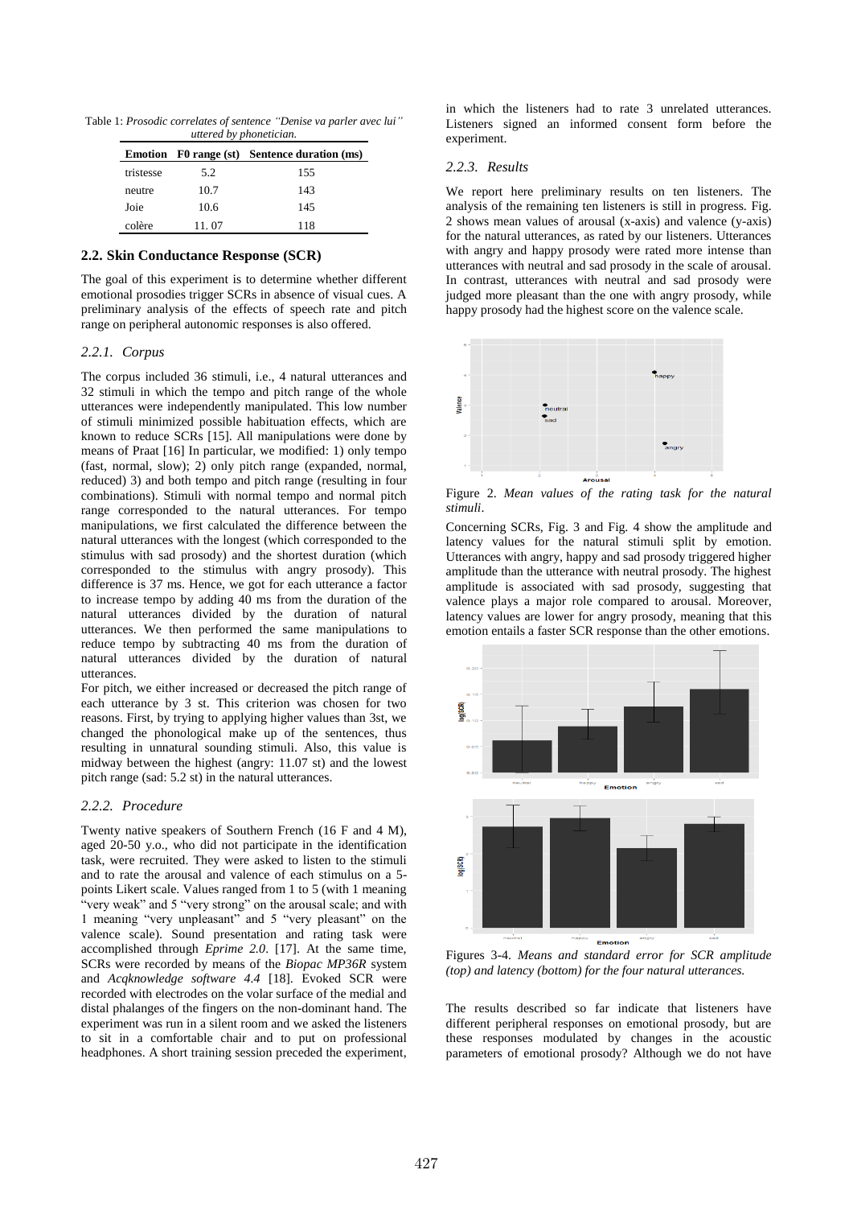Table 1: *Prosodic correlates of sentence "Denise va parler avec lui" uttered by phonetician.*

| Emotion | F0 range (st) | Sentence duration (ms) |
|---|---|---|
| tristesse | 5.2 | 155 |
| neutre | 10.7 | 143 |
| Joie | 10.6 | 145 |
| colère | 11. 07 | 118 |

## 2.2. Skin Conductance Response (SCR)

The goal of this experiment is to determine whether different emotional prosodies trigger SCRs in absence of visual cues. A preliminary analysis of the effects of speech rate and pitch range on peripheral autonomic responses is also offered.

### 2.2.1. Corpus

The corpus included 36 stimuli, i.e., 4 natural utterances and 32 stimuli in which the tempo and pitch range of the whole utterances were independently manipulated. This low number of stimuli minimized possible habituation effects, which are known to reduce SCRs [15]. All manipulations were done by means of Praat [16] In particular, we modified: 1) only tempo (fast, normal, slow); 2) only pitch range (expanded, normal, reduced) 3) and both tempo and pitch range (resulting in four combinations). Stimuli with normal tempo and normal pitch range corresponded to the natural utterances. For tempo manipulations, we first calculated the difference between the natural utterances with the longest (which corresponded to the stimulus with sad prosody) and the shortest duration (which corresponded to the stimulus with angry prosody). This difference is 37 ms. Hence, we got for each utterance a factor to increase tempo by adding 40 ms from the duration of the natural utterances divided by the duration of natural utterances. We then performed the same manipulations to reduce tempo by subtracting 40 ms from the duration of natural utterances divided by the duration of natural utterances.

For pitch, we either increased or decreased the pitch range of each utterance by 3 st. This criterion was chosen for two reasons. First, by trying to applying higher values than 3st, we changed the phonological make up of the sentences, thus resulting in unnatural sounding stimuli. Also, this value is midway between the highest (angry: 11.07 st) and the lowest pitch range (sad: 5.2 st) in the natural utterances.

### 2.2.2. Procedure

Twenty native speakers of Southern French (16 F and 4 M), aged 20-50 y.o., who did not participate in the identification task, were recruited. They were asked to listen to the stimuli and to rate the arousal and valence of each stimulus on a 5-points Likert scale. Values ranged from 1 to 5 (with 1 meaning "very weak" and 5 "very strong" on the arousal scale; and with 1 meaning "very unpleasant" and 5 "very pleasant" on the valence scale). Sound presentation and rating task were accomplished through *Eprime 2.0*. [17]. At the same time, SCRs were recorded by means of the *Biopac MP36R* system and *Acqknowledge software 4.4* [18]. Evoked SCR were recorded with electrodes on the volar surface of the medial and distal phalanges of the fingers on the non-dominant hand. The experiment was run in a silent room and we asked the listeners to sit in a comfortable chair and to put on professional headphones. A short training session preceded the experiment, in which the listeners had to rate 3 unrelated utterances. Listeners signed an informed consent form before the experiment.

### 2.2.3. Results

We report here preliminary results on ten listeners. The analysis of the remaining ten listeners is still in progress. Fig. 2 shows mean values of arousal (x-axis) and valence (y-axis) for the natural utterances, as rated by our listeners. Utterances with angry and happy prosody were rated more intense than utterances with neutral and sad prosody in the scale of arousal. In contrast, utterances with neutral and sad prosody were judged more pleasant than the one with angry prosody, while happy prosody had the highest score on the valence scale.

Figure 2. *Mean values of the rating task for the natural stimuli*.

Concerning SCRs, Fig. 3 and Fig. 4 show the amplitude and latency values for the natural stimuli split by emotion. Utterances with angry, happy and sad prosody triggered higher amplitude than the utterance with neutral prosody. The highest amplitude is associated with sad prosody, suggesting that valence plays a major role compared to arousal. Moreover, latency values are lower for angry prosody, meaning that this emotion entails a faster SCR response than the other emotions.

Figures 3-4. *Means and standard error for SCR amplitude (top) and latency (bottom) for the four natural utterances.*

The results described so far indicate that listeners have different peripheral responses on emotional prosody, but are these responses modulated by changes in the acoustic parameters of emotional prosody? Although we do not have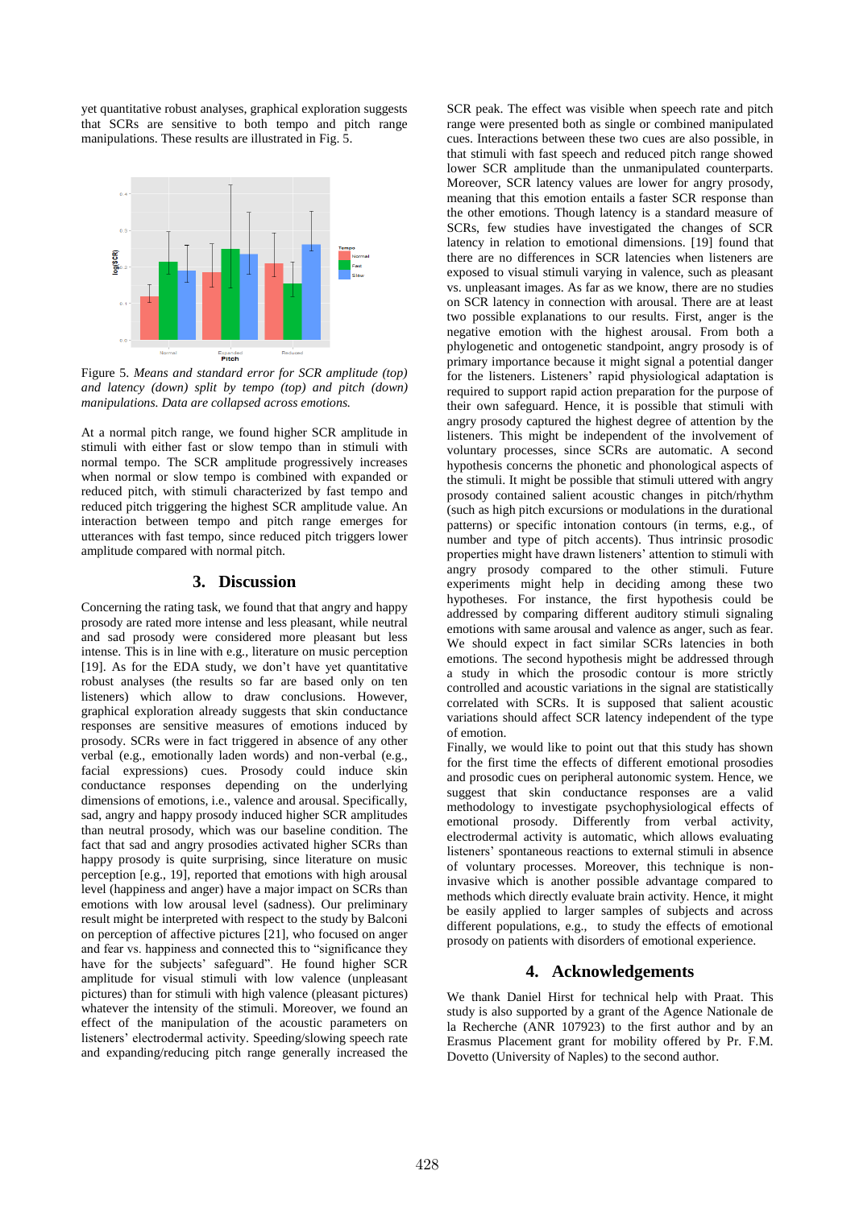yet quantitative robust analyses, graphical exploration suggests that SCRs are sensitive to both tempo and pitch range manipulations. These results are illustrated in Fig. 5.

Figure 5. *Means and standard error for SCR amplitude (top) and latency (down) split by tempo (top) and pitch (down) manipulations. Data are collapsed across emotions.*

At a normal pitch range, we found higher SCR amplitude in stimuli with either fast or slow tempo than in stimuli with normal tempo. The SCR amplitude progressively increases when normal or slow tempo is combined with expanded or reduced pitch, with stimuli characterized by fast tempo and reduced pitch triggering the highest SCR amplitude value. An interaction between tempo and pitch range emerges for utterances with fast tempo, since reduced pitch triggers lower amplitude compared with normal pitch.

## 3. Discussion

Concerning the rating task, we found that that angry and happy prosody are rated more intense and less pleasant, while neutral and sad prosody were considered more pleasant but less intense. This is in line with e.g., literature on music perception [19]. As for the EDA study, we don't have yet quantitative robust analyses (the results so far are based only on ten listeners) which allow to draw conclusions. However, graphical exploration already suggests that skin conductance responses are sensitive measures of emotions induced by prosody. SCRs were in fact triggered in absence of any other verbal (e.g., emotionally laden words) and non-verbal (e.g., facial expressions) cues. Prosody could induce skin conductance responses depending on the underlying dimensions of emotions, i.e., valence and arousal. Specifically, sad, angry and happy prosody induced higher SCR amplitudes than neutral prosody, which was our baseline condition. The fact that sad and angry prosodies activated higher SCRs than happy prosody is quite surprising, since literature on music perception [e.g., 19], reported that emotions with high arousal level (happiness and anger) have a major impact on SCRs than emotions with low arousal level (sadness). Our preliminary result might be interpreted with respect to the study by Balconi on perception of affective pictures [21], who focused on anger and fear vs. happiness and connected this to "significance they have for the subjects' safeguard". He found higher SCR amplitude for visual stimuli with low valence (unpleasant pictures) than for stimuli with high valence (pleasant pictures) whatever the intensity of the stimuli. Moreover, we found an effect of the manipulation of the acoustic parameters on listeners' electrodermal activity. Speeding/slowing speech rate and expanding/reducing pitch range generally increased the SCR peak. The effect was visible when speech rate and pitch range were presented both as single or combined manipulated cues. Interactions between these two cues are also possible, in that stimuli with fast speech and reduced pitch range showed lower SCR amplitude than the unmanipulated counterparts. Moreover, SCR latency values are lower for angry prosody, meaning that this emotion entails a faster SCR response than the other emotions. Though latency is a standard measure of SCRs, few studies have investigated the changes of SCR latency in relation to emotional dimensions. [19] found that there are no differences in SCR latencies when listeners are exposed to visual stimuli varying in valence, such as pleasant vs. unpleasant images. As far as we know, there are no studies on SCR latency in connection with arousal. There are at least two possible explanations to our results. First, anger is the negative emotion with the highest arousal. From both a phylogenetic and ontogenetic standpoint, angry prosody is of primary importance because it might signal a potential danger for the listeners. Listeners' rapid physiological adaptation is required to support rapid action preparation for the purpose of their own safeguard. Hence, it is possible that stimuli with angry prosody captured the highest degree of attention by the listeners. This might be independent of the involvement of voluntary processes, since SCRs are automatic. A second hypothesis concerns the phonetic and phonological aspects of the stimuli. It might be possible that stimuli uttered with angry prosody contained salient acoustic changes in pitch/rhythm (such as high pitch excursions or modulations in the durational patterns) or specific intonation contours (in terms, e.g., of number and type of pitch accents). Thus intrinsic prosodic properties might have drawn listeners' attention to stimuli with angry prosody compared to the other stimuli. Future experiments might help in deciding among these two hypotheses. For instance, the first hypothesis could be addressed by comparing different auditory stimuli signaling emotions with same arousal and valence as anger, such as fear. We should expect in fact similar SCRs latencies in both emotions. The second hypothesis might be addressed through a study in which the prosodic contour is more strictly controlled and acoustic variations in the signal are statistically correlated with SCRs. It is supposed that salient acoustic variations should affect SCR latency independent of the type of emotion.

Finally, we would like to point out that this study has shown for the first time the effects of different emotional prosodies and prosodic cues on peripheral autonomic system. Hence, we suggest that skin conductance responses are a valid methodology to investigate psychophysiological effects of emotional prosody. Differently from verbal activity, electrodermal activity is automatic, which allows evaluating listeners' spontaneous reactions to external stimuli in absence of voluntary processes. Moreover, this technique is non-invasive which is another possible advantage compared to methods which directly evaluate brain activity. Hence, it might be easily applied to larger samples of subjects and across different populations, e.g., to study the effects of emotional prosody on patients with disorders of emotional experience.

## 4. Acknowledgements

We thank Daniel Hirst for technical help with Praat. This study is also supported by a grant of the Agence Nationale de la Recherche (ANR 107923) to the first author and by an Erasmus Placement grant for mobility offered by Pr. F.M. Dovetto (University of Naples) to the second author.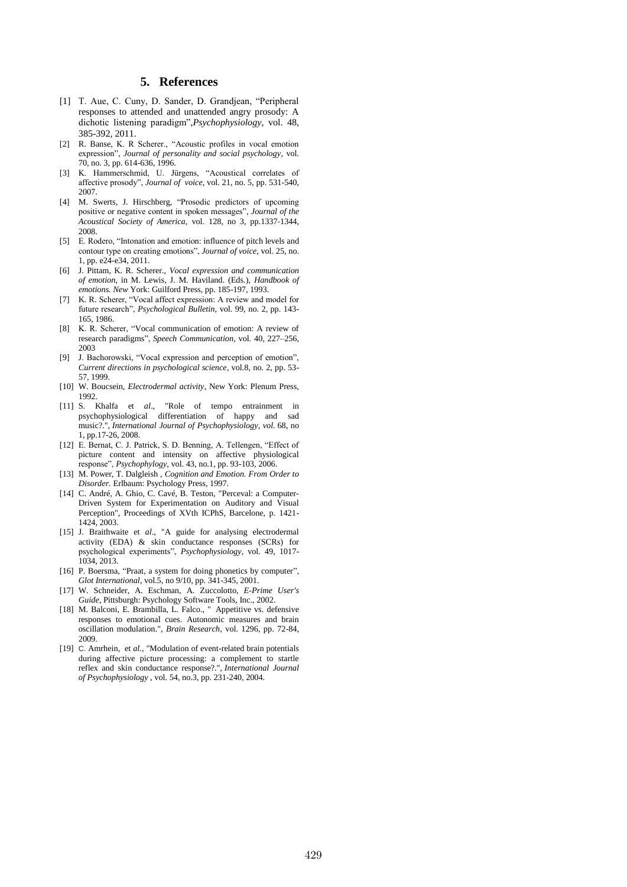## 5. References

[1] T. Aue, C. Cuny, D. Sander, D. Grandjean, "Peripheral responses to attended and unattended angry prosody: A dichotic listening paradigm",*Psychophysiology*, vol. 48, 385-392, 2011.

[2] R. Banse, K. R Scherer., "Acoustic profiles in vocal emotion expression", *Journal of personality and social psychology*, vol. 70, no. 3, pp. 614-636, 1996.

[3] K. Hammerschmid, U. Jürgens, "Acoustical correlates of affective prosody", *Journal of voice*, vol. 21, no. 5, pp. 531-540, 2007.

[4] M. Swerts, J. Hirschberg, "Prosodic predictors of upcoming positive or negative content in spoken messages", *Journal of the Acoustical Society of America*, vol. 128, no 3, pp.1337-1344, 2008.

[5] E. Rodero, "Intonation and emotion: influence of pitch levels and contour type on creating emotions", *Journal of voice*, vol. 25, no. 1, pp. e24-e34, 2011.

[6] J. Pittam, K. R. Scherer., *Vocal expression and communication of emotion*, in M. Lewis, J. M. Haviland. (Eds.), *Handbook of emotions. New* York: Guilford Press, pp. 185-197, 1993.

[7] K. R. Scherer, "Vocal affect expression: A review and model for future research", *Psychological Bulletin*, vol. 99, no. 2, pp. 143-165, 1986.

[8] K. R. Scherer, "Vocal communication of emotion: A review of research paradigms", *Speech Communication*, vol. 40, 227–256, 2003

[9] J. Bachorowski, "Vocal expression and perception of emotion", *Current directions in psychological science*, vol.8, no. 2, pp. 53-57, 1999.

[10] W. Boucsein, *Electrodermal activity*, New York: Plenum Press, 1992.

[11] S. Khalfa et *al*., "Role of tempo entrainment in psychophysiological differentiation of happy and sad music?.", *International Journal of Psychophysiology, vol.* 68, no 1, pp.17-26, 2008.

[12] E. Bernat, C. J. Patrick, S. D. Benning, A. Tellengen, "Effect of picture content and intensity on affective physiological response", *Psychophylogy*, vol. 43, no.1, pp. 93-103, 2006.

[13] M. Power, T. Dalgleish , *Cognition and Emotion. From Order to Disorder.* Erlbaum: Psychology Press, 1997.

[14] C. André, A. Ghio, C. Cavé, B. Teston, "Perceval: a Computer-Driven System for Experimentation on Auditory and Visual Perception", Proceedings of XVth ICPhS, Barcelone, p. 1421-1424, 2003.

[15] J. Braithwaite et *al*., "A guide for analysing electrodermal activity (EDA) & skin conductance responses (SCRs) for psychological experiments", *Psychophysiology*, vol. 49, 1017-1034, 2013.

[16] P. Boersma, "Praat, a system for doing phonetics by computer", *Glot International*, vol.5, no 9/10, pp. 341-345, 2001.

[17] W. Schneider, A. Eschman, A. Zuccolotto, *E-Prime User's Guide*, Pittsburgh: Psychology Software Tools, Inc., 2002.

[18] M. Balconi, E. Brambilla, L. Falco., " Appetitive vs. defensive responses to emotional cues. Autonomic measures and brain oscillation modulation.", *Brain Research*, vol. 1296, pp. 72-84, 2009.

[19] C. Amrhein, et *al.*, "Modulation of event-related brain potentials during affective picture processing: a complement to startle reflex and skin conductance response?.", *International Journal of Psychophysiology* , vol. 54, no.3, pp. 231-240, 2004.